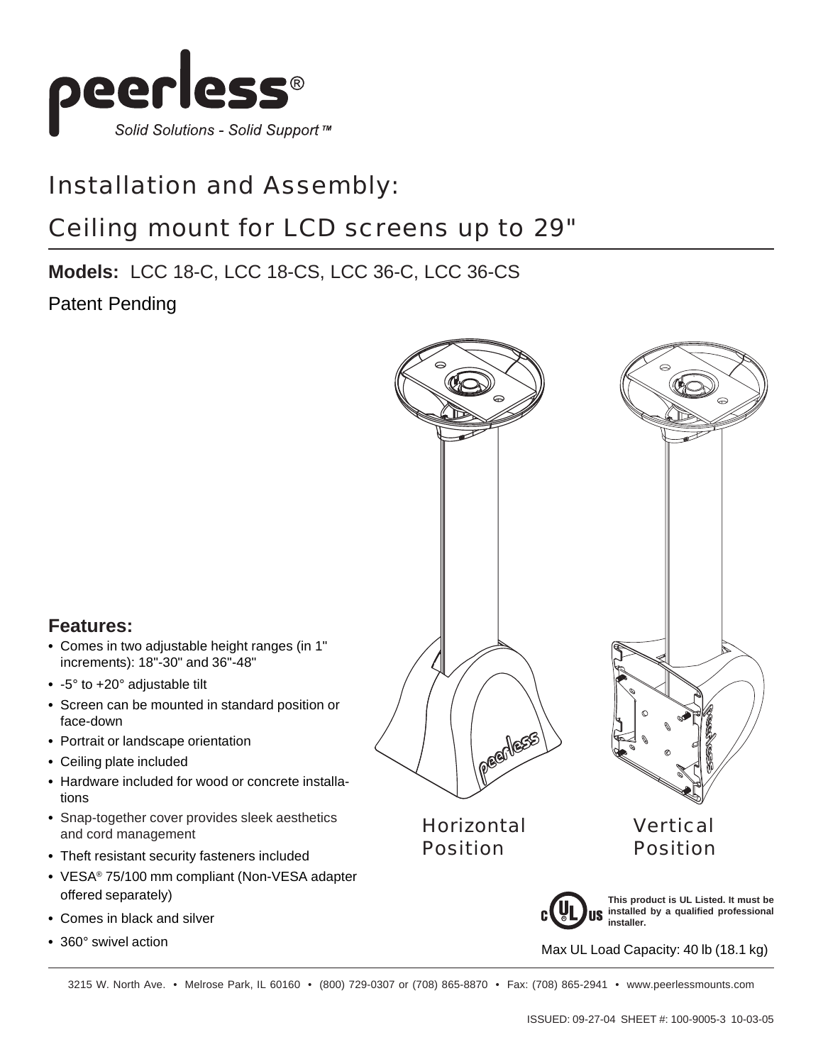peerless®

*Solid Solutions - Solid Support™*

# Installation and Assembly:

# Ceiling mount for LCD screens up to 29"

**Models:** LCC 18-C, LCC 18-CS, LCC 36-C, LCC 36-CS

Patent Pending

Horizontal Position

Vertical Position

## Features:

- Comes in two adjustable height ranges (in 1" increments): 18"-30" and 36"-48"
- -5° to +20° adjustable tilt
- Screen can be mounted in standard position or face-down
- Portrait or landscape orientation
- Ceiling plate included
- Hardware included for wood or concrete installations
- Snap-together cover provides sleek aesthetics and cord management
- Theft resistant security fasteners included
- VESA® 75/100 mm compliant (Non-VESA adapter offered separately)
- Comes in black and silver
- 360° swivel action

**This product is UL Listed. It must be installed by a qualified professional installer.**

Max UL Load Capacity: 40 lb (18.1 kg)

3215 W. North Ave. • Melrose Park, IL 60160 • (800) 729-0307 or (708) 865-8870 • Fax: (708) 865-2941 • www.peerlessmounts.com

ISSUED: 09-27-04 SHEET #: 100-9005-3 10-03-05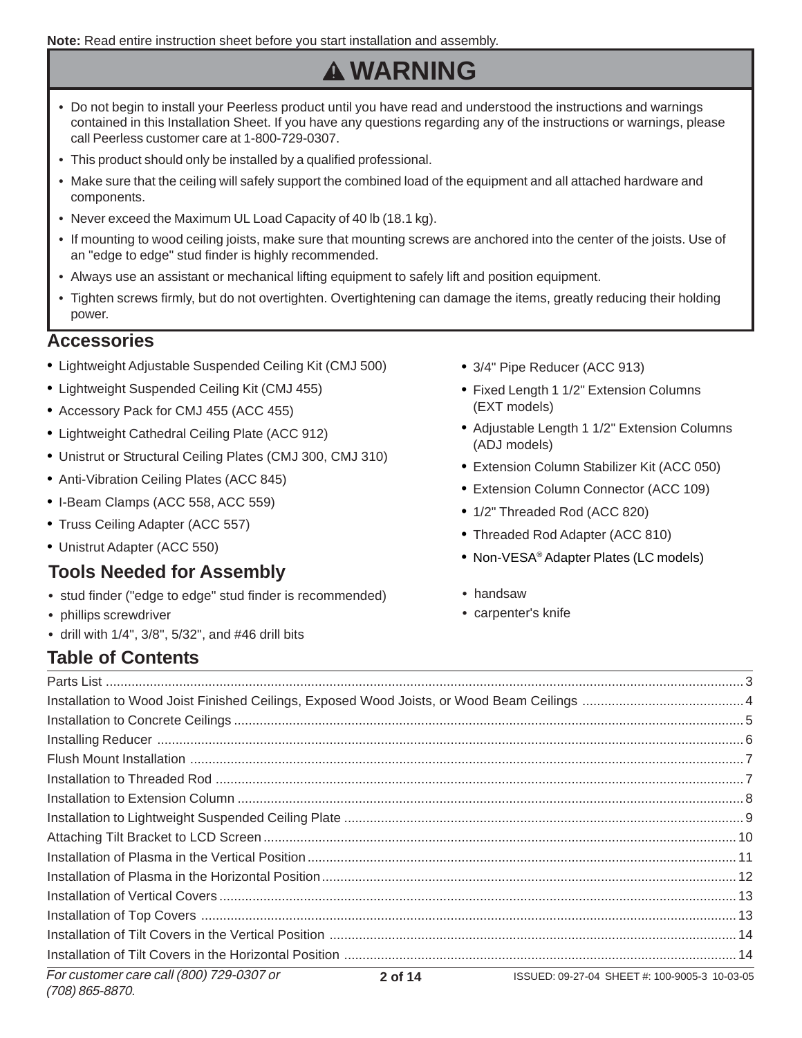**Note:** Read entire instruction sheet before you start installation and assembly.

## ⚠ WARNING

- Do not begin to install your Peerless product until you have read and understood the instructions and warnings contained in this Installation Sheet. If you have any questions regarding any of the instructions or warnings, please call Peerless customer care at 1-800-729-0307.
- This product should only be installed by a qualified professional.
- Make sure that the ceiling will safely support the combined load of the equipment and all attached hardware and components.
- Never exceed the Maximum UL Load Capacity of 40 lb (18.1 kg).
- If mounting to wood ceiling joists, make sure that mounting screws are anchored into the center of the joists. Use of an "edge to edge" stud finder is highly recommended.
- Always use an assistant or mechanical lifting equipment to safely lift and position equipment.
- Tighten screws firmly, but do not overtighten. Overtightening can damage the items, greatly reducing their holding power.

## Accessories

- Lightweight Adjustable Suspended Ceiling Kit (CMJ 500)
- Lightweight Suspended Ceiling Kit (CMJ 455)
- Accessory Pack for CMJ 455 (ACC 455)
- Lightweight Cathedral Ceiling Plate (ACC 912)
- Unistrut or Structural Ceiling Plates (CMJ 300, CMJ 310)
- Anti-Vibration Ceiling Plates (ACC 845)
- I-Beam Clamps (ACC 558, ACC 559)
- Truss Ceiling Adapter (ACC 557)
- Unistrut Adapter (ACC 550)
- 3/4" Pipe Reducer (ACC 913)
- Fixed Length 1 1/2" Extension Columns (EXT models)
- Adjustable Length 1 1/2" Extension Columns (ADJ models)
- Extension Column Stabilizer Kit (ACC 050)
- Extension Column Connector (ACC 109)
- 1/2" Threaded Rod (ACC 820)
- Threaded Rod Adapter (ACC 810)
- Non-VESA® Adapter Plates (LC models)

## Tools Needed for Assembly

- stud finder ("edge to edge" stud finder is recommended)
- phillips screwdriver
- drill with 1/4", 3/8", 5/32", and #46 drill bits
- handsaw
- carpenter's knife

## Table of Contents

| | |
|---|---|
| Parts List | 3 |
| Installation to Wood Joist Finished Ceilings, Exposed Wood Joists, or Wood Beam Ceilings | 4 |
| Installation to Concrete Ceilings | 5 |
| Installing Reducer | 6 |
| Flush Mount Installation | 7 |
| Installation to Threaded Rod | 7 |
| Installation to Extension Column | 8 |
| Installation to Lightweight Suspended Ceiling Plate | 9 |
| Attaching Tilt Bracket to LCD Screen | 10 |
| Installation of Plasma in the Vertical Position | 11 |
| Installation of Plasma in the Horizontal Position | 12 |
| Installation of Vertical Covers | 13 |
| Installation of Top Covers | 13 |
| Installation of Tilt Covers in the Vertical Position | 14 |
| Installation of Tilt Covers in the Horizontal Position | 14 |

*For customer care call (800) 729-0307 or (708) 865-8870.*

ISSUED: 09-27-04 SHEET #: 100-9005-3 10-03-05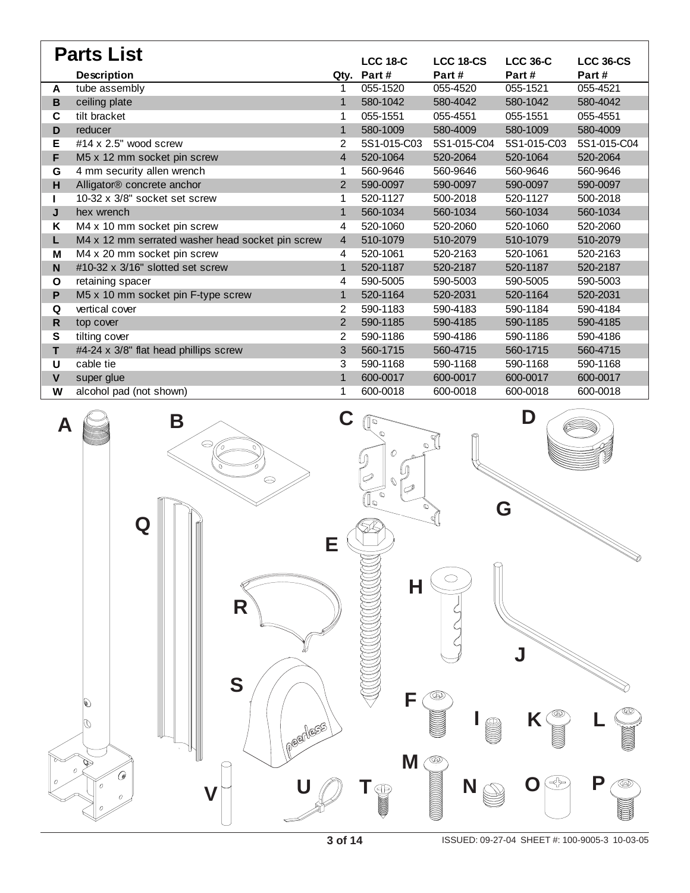# Parts List

|  | Description | Qty. | LCC 18-C Part # | LCC 18-CS Part # | LCC 36-C Part # | LCC 36-CS Part # |
|---|---|---|---|---|---|---|
| A | tube assembly | 1 | 055-1520 | 055-4520 | 055-1521 | 055-4521 |
| B | ceiling plate | 1 | 580-1042 | 580-4042 | 580-1042 | 580-4042 |
| C | tilt bracket | 1 | 055-1551 | 055-4551 | 055-1551 | 055-4551 |
| D | reducer | 1 | 580-1009 | 580-4009 | 580-1009 | 580-4009 |
| E | #14 x 2.5" wood screw | 2 | 5S1-015-C03 | 5S1-015-C04 | 5S1-015-C03 | 5S1-015-C04 |
| F | M5 x 12 mm socket pin screw | 4 | 520-1064 | 520-2064 | 520-1064 | 520-2064 |
| G | 4 mm security allen wrench | 1 | 560-9646 | 560-9646 | 560-9646 | 560-9646 |
| H | Alligator® concrete anchor | 2 | 590-0097 | 590-0097 | 590-0097 | 590-0097 |
| I | 10-32 x 3/8" socket set screw | 1 | 520-1127 | 500-2018 | 520-1127 | 500-2018 |
| J | hex wrench | 1 | 560-1034 | 560-1034 | 560-1034 | 560-1034 |
| K | M4 x 10 mm socket pin screw | 4 | 520-1060 | 520-2060 | 520-1060 | 520-2060 |
| L | M4 x 12 mm serrated washer head socket pin screw | 4 | 510-1079 | 510-2079 | 510-1079 | 510-2079 |
| M | M4 x 20 mm socket pin screw | 4 | 520-1061 | 520-2163 | 520-1061 | 520-2163 |
| N | #10-32 x 3/16" slotted set screw | 1 | 520-1187 | 520-2187 | 520-1187 | 520-2187 |
| O | retaining spacer | 4 | 590-5005 | 590-5003 | 590-5005 | 590-5003 |
| P | M5 x 10 mm socket pin F-type screw | 1 | 520-1164 | 520-2031 | 520-1164 | 520-2031 |
| Q | vertical cover | 2 | 590-1183 | 590-4183 | 590-1184 | 590-4184 |
| R | top cover | 2 | 590-1185 | 590-4185 | 590-1185 | 590-4185 |
| S | tilting cover | 2 | 590-1186 | 590-4186 | 590-1186 | 590-4186 |
| T | #4-24 x 3/8" flat head phillips screw | 3 | 560-1715 | 560-4715 | 560-1715 | 560-4715 |
| U | cable tie | 3 | 590-1168 | 590-1168 | 590-1168 | 590-1168 |
| V | super glue | 1 | 600-0017 | 600-0017 | 600-0017 | 600-0017 |
| W | alcohol pad (not shown) | 1 | 600-0018 | 600-0018 | 600-0018 | 600-0018 |

ISSUED: 09-27-04 SHEET #: 100-9005-3 10-03-05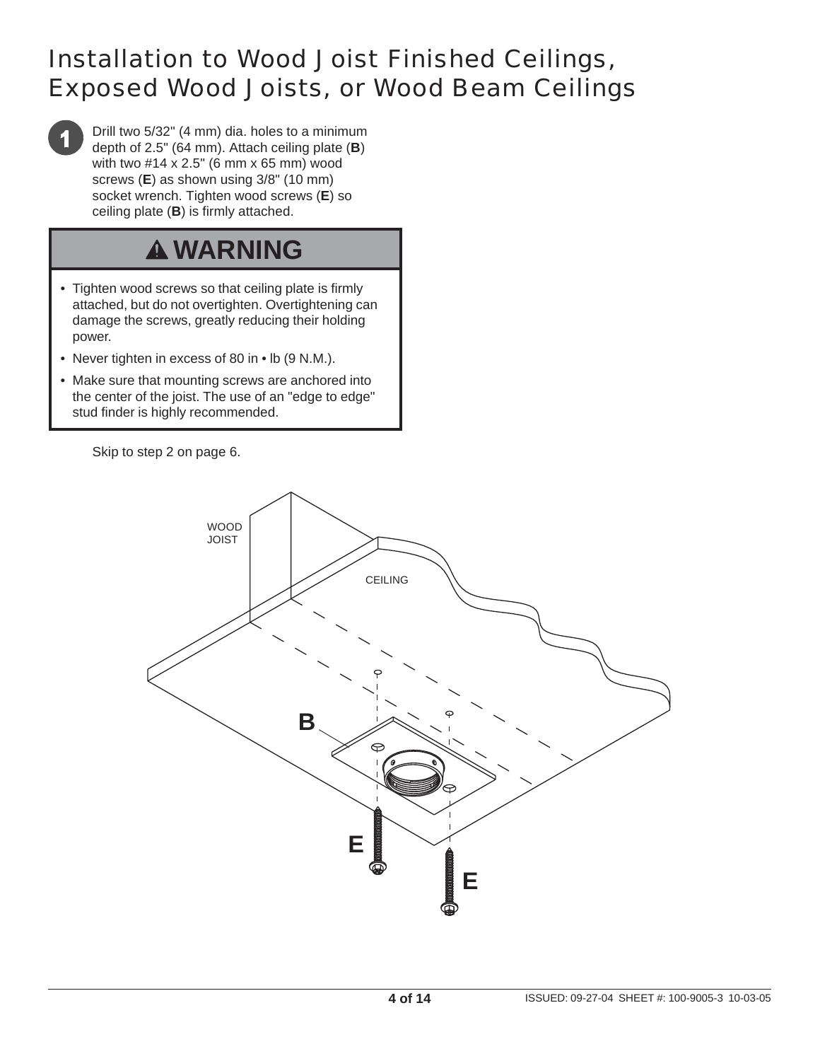# Installation to Wood Joist Finished Ceilings, Exposed Wood Joists, or Wood Beam Ceilings

**1** Drill two 5/32" (4 mm) dia. holes to a minimum depth of 2.5" (64 mm). Attach ceiling plate (**B**) with two #14 x 2.5" (6 mm x 65 mm) wood screws (**E**) as shown using 3/8" (10 mm) socket wrench. Tighten wood screws (**E**) so ceiling plate (**B**) is firmly attached.

## ⚠ WARNING

- Tighten wood screws so that ceiling plate is firmly attached, but do not overtighten. Overtightening can damage the screws, greatly reducing their holding power.
- Never tighten in excess of 80 in • lb (9 N.M.).
- Make sure that mounting screws are anchored into the center of the joist. The use of an "edge to edge" stud finder is highly recommended.

Skip to step 2 on page 6.

WOOD JOIST

CEILING

B

E

E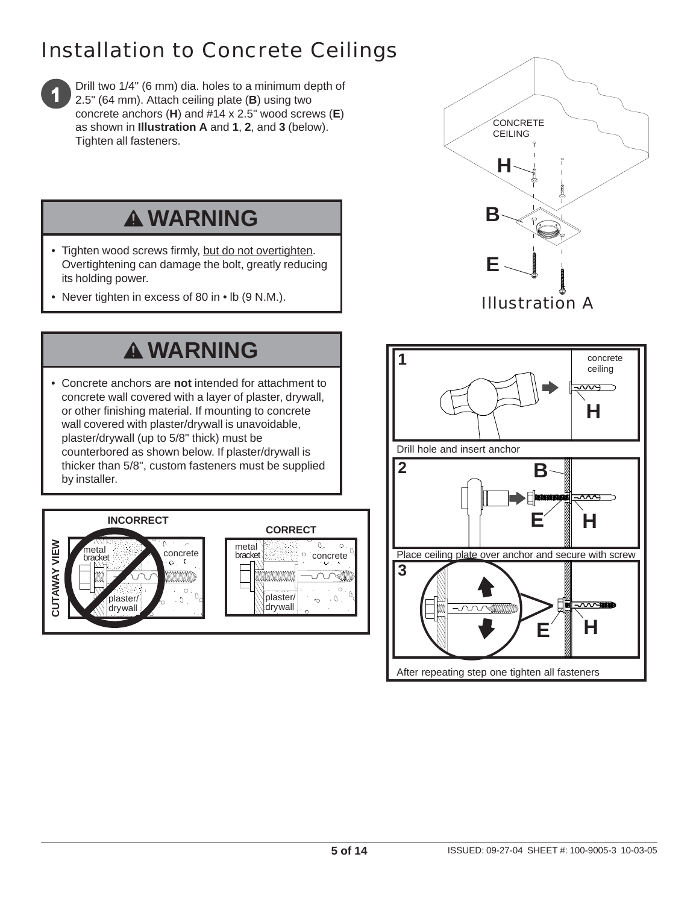# Installation to Concrete Ceilings

**1** Drill two 1/4" (6 mm) dia. holes to a minimum depth of 2.5" (64 mm). Attach ceiling plate (**B**) using two concrete anchors (**H**) and #14 x 2.5" wood screws (**E**) as shown in **Illustration A** and **1**, **2**, and **3** (below). Tighten all fasteners.

## ⚠ WARNING

- Tighten wood screws firmly, but do not overtighten. Overtightening can damage the bolt, greatly reducing its holding power.
- Never tighten in excess of 80 in • lb (9 N.M.).

## ⚠ WARNING

- Concrete anchors are **not** intended for attachment to concrete wall covered with a layer of plaster, drywall, or other finishing material. If mounting to concrete wall covered with plaster/drywall is unavoidable, plaster/drywall (up to 5/8" thick) must be counterbored as shown below. If plaster/drywall is thicker than 5/8", custom fasteners must be supplied by installer.

CUTAWAY VIEW

INCORRECT: metal bracket, plaster/drywall, concrete

CORRECT: metal bracket, plaster/drywall, concrete

CONCRETE CEILING

H

B

E

Illustration A

**1** concrete ceiling, H

Drill hole and insert anchor

**2** B, E, H

Place ceiling plate over anchor and secure with screw

**3** E, H

After repeating step one tighten all fasteners

ISSUED: 09-27-04 SHEET #: 100-9005-3 10-03-05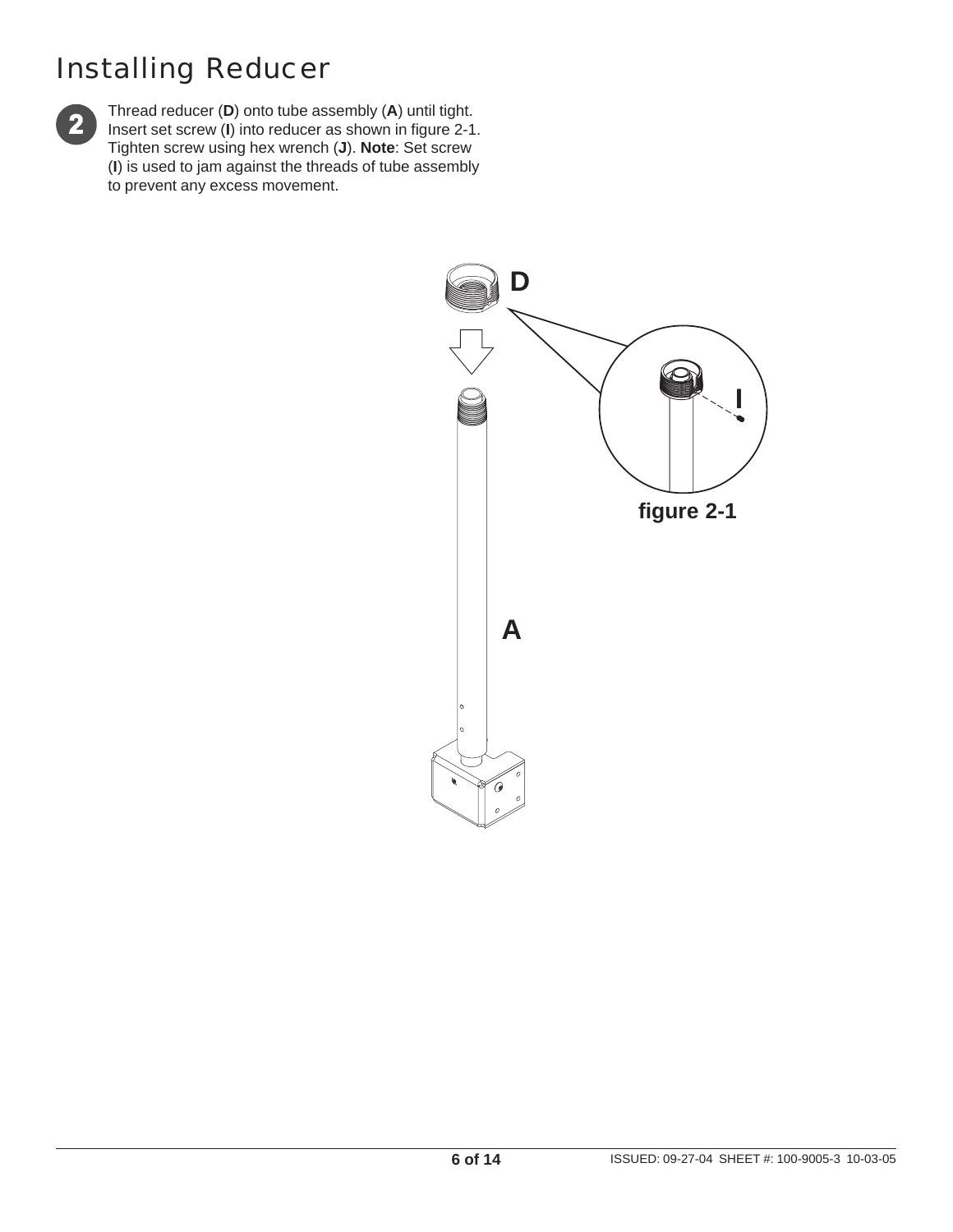# Installing Reducer

**2** Thread reducer (**D**) onto tube assembly (**A**) until tight. Insert set screw (**I**) into reducer as shown in figure 2-1. Tighten screw using hex wrench (**J**). **Note**: Set screw (**I**) is used to jam against the threads of tube assembly to prevent any excess movement.

**figure 2-1**

ISSUED: 09-27-04 SHEET #: 100-9005-3 10-03-05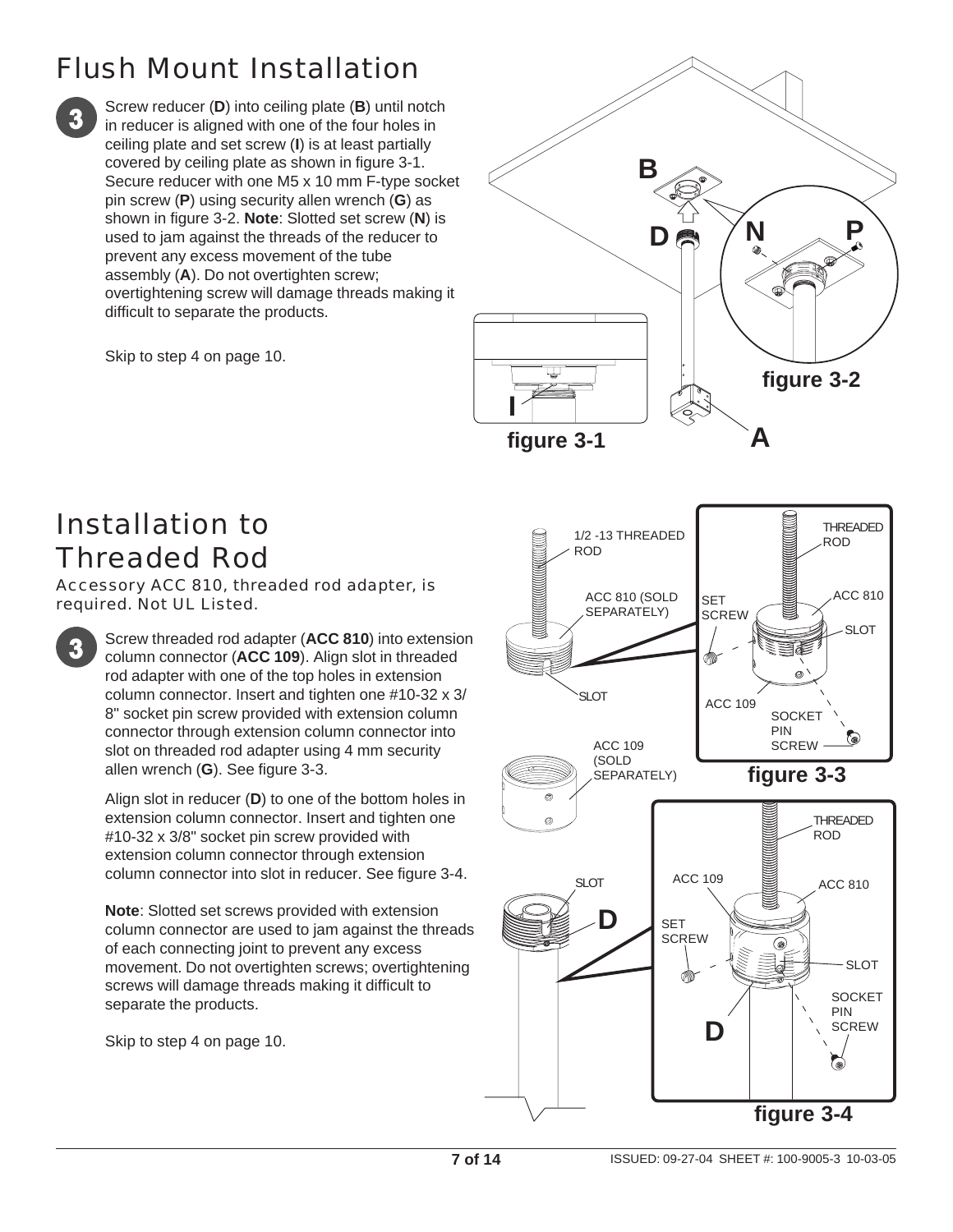# Flush Mount Installation

**3** Screw reducer (**D**) into ceiling plate (**B**) until notch in reducer is aligned with one of the four holes in ceiling plate and set screw (**I**) is at least partially covered by ceiling plate as shown in figure 3-1. Secure reducer with one M5 x 10 mm F-type socket pin screw (**P**) using security allen wrench (**G**) as shown in figure 3-2. **Note**: Slotted set screw (**N**) is used to jam against the threads of the reducer to prevent any excess movement of the tube assembly (**A**). Do not overtighten screw; overtightening screw will damage threads making it difficult to separate the products.

Skip to step 4 on page 10.

figure 3-1

figure 3-2

# Installation to Threaded Rod

Accessory ACC 810, threaded rod adapter, is required. Not UL Listed.

**3** Screw threaded rod adapter (**ACC 810**) into extension column connector (**ACC 109**). Align slot in threaded rod adapter with one of the top holes in extension column connector. Insert and tighten one #10-32 x 3/8" socket pin screw provided with extension column connector through extension column connector into slot on threaded rod adapter using 4 mm security allen wrench (**G**). See figure 3-3.

Align slot in reducer (**D**) to one of the bottom holes in extension column connector. Insert and tighten one #10-32 x 3/8" socket pin screw provided with extension column connector through extension column connector into slot in reducer. See figure 3-4.

**Note**: Slotted set screws provided with extension column connector are used to jam against the threads of each connecting joint to prevent any excess movement. Do not overtighten screws; overtightening screws will damage threads making it difficult to separate the products.

Skip to step 4 on page 10.

figure 3-3

figure 3-4

ISSUED: 09-27-04 SHEET #: 100-9005-3 10-03-05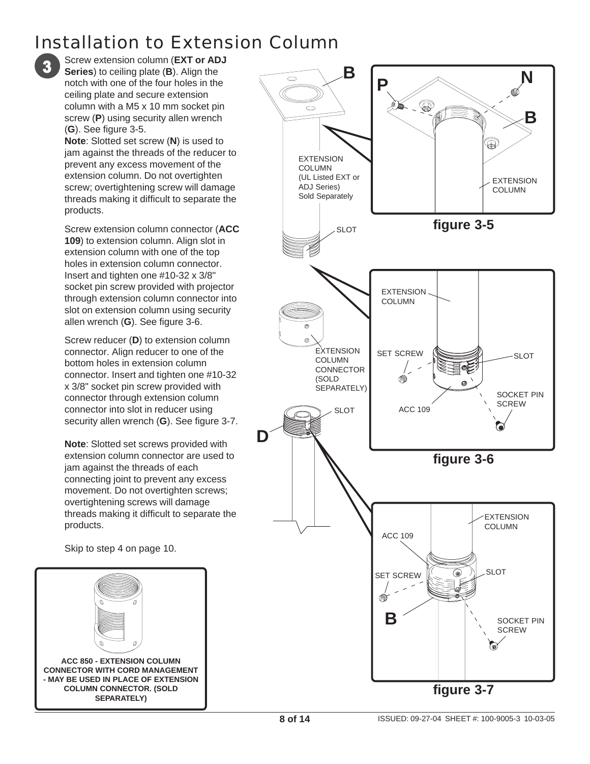# Installation to Extension Column

**3** Screw extension column (**EXT or ADJ Series**) to ceiling plate (**B**). Align the notch with one of the four holes in the ceiling plate and secure extension column with a M5 x 10 mm socket pin screw (**P**) using security allen wrench (**G**). See figure 3-5.

**Note**: Slotted set screw (**N**) is used to jam against the threads of the reducer to prevent any excess movement of the extension column. Do not overtighten screw; overtightening screw will damage threads making it difficult to separate the products.

Screw extension column connector (**ACC 109**) to extension column. Align slot in extension column with one of the top holes in extension column connector. Insert and tighten one #10-32 x 3/8" socket pin screw provided with projector through extension column connector into slot on extension column using security allen wrench (**G**). See figure 3-6.

Screw reducer (**D**) to extension column connector. Align reducer to one of the bottom holes in extension column connector. Insert and tighten one #10-32 x 3/8" socket pin screw provided with connector through extension column connector into slot in reducer using security allen wrench (**G**). See figure 3-7.

**Note**: Slotted set screws provided with extension column connector are used to jam against the threads of each connecting joint to prevent any excess movement. Do not overtighten screws; overtightening screws will damage threads making it difficult to separate the products.

Skip to step 4 on page 10.

**ACC 850 - EXTENSION COLUMN CONNECTOR WITH CORD MANAGEMENT - MAY BE USED IN PLACE OF EXTENSION COLUMN CONNECTOR. (SOLD SEPARATELY)**

B
EXTENSION COLUMN (UL Listed EXT or ADJ Series) Sold Separately
SLOT
EXTENSION COLUMN CONNECTOR (SOLD SEPARATELY)
SLOT
D

P N B
EXTENSION COLUMN

**figure 3-5**

EXTENSION COLUMN
SET SCREW
SLOT
SOCKET PIN SCREW
ACC 109

**figure 3-6**

EXTENSION COLUMN
ACC 109
SET SCREW
SLOT
B
SOCKET PIN SCREW

**figure 3-7**

ISSUED: 09-27-04 SHEET #: 100-9005-3 10-03-05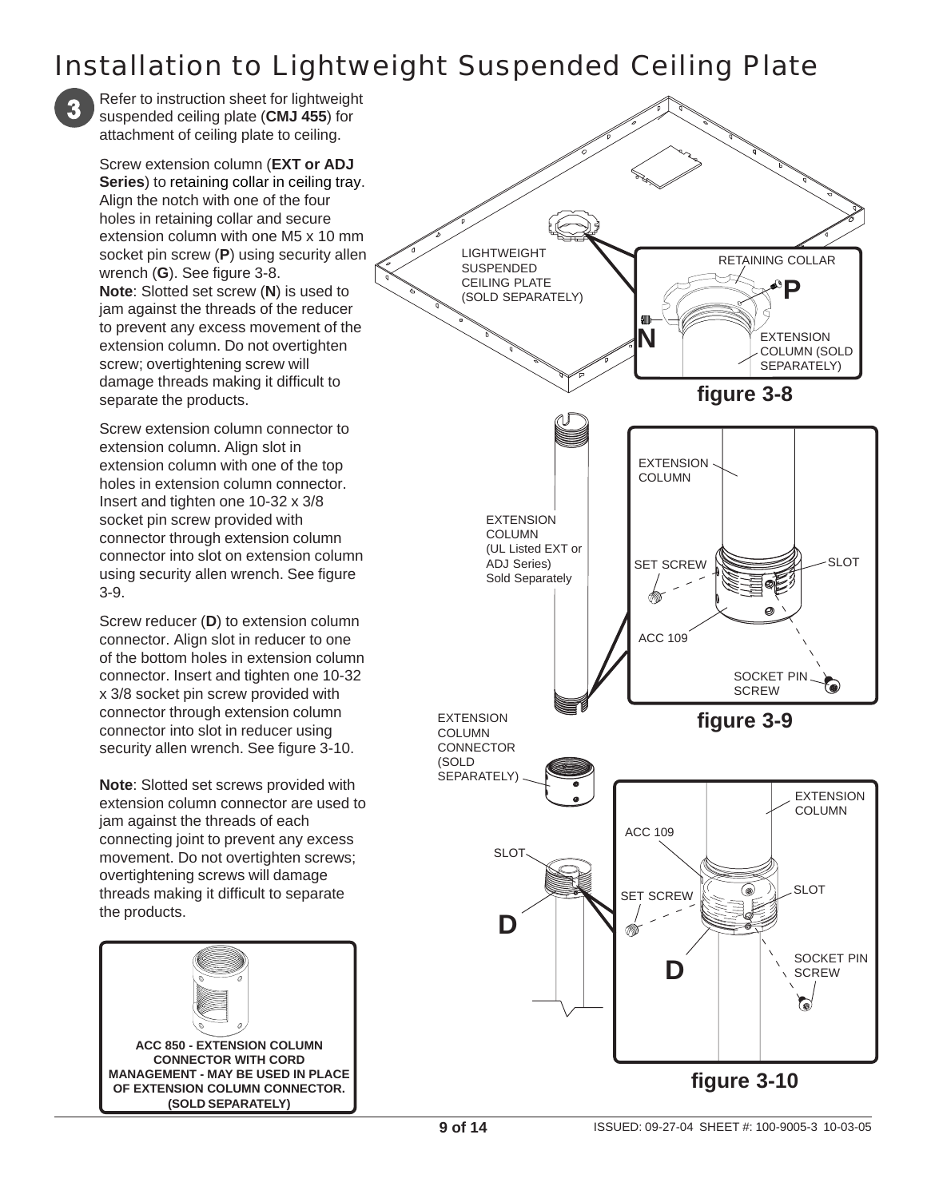# Installation to Lightweight Suspended Ceiling Plate

**3** Refer to instruction sheet for lightweight suspended ceiling plate (**CMJ 455**) for attachment of ceiling plate to ceiling.

Screw extension column (**EXT or ADJ Series**) to retaining collar in ceiling tray. Align the notch with one of the four holes in retaining collar and secure extension column with one M5 x 10 mm socket pin screw (**P**) using security allen wrench (**G**). See figure 3-8.
**Note**: Slotted set screw (**N**) is used to jam against the threads of the reducer to prevent any excess movement of the extension column. Do not overtighten screw; overtightening screw will damage threads making it difficult to separate the products.

Screw extension column connector to extension column. Align slot in extension column with one of the top holes in extension column connector. Insert and tighten one 10-32 x 3/8 socket pin screw provided with connector through extension column connector into slot on extension column using security allen wrench. See figure 3-9.

Screw reducer (**D**) to extension column connector. Align slot in reducer to one of the bottom holes in extension column connector. Insert and tighten one 10-32 x 3/8 socket pin screw provided with connector through extension column connector into slot in reducer using security allen wrench. See figure 3-10.

**Note**: Slotted set screws provided with extension column connector are used to jam against the threads of each connecting joint to prevent any excess movement. Do not overtighten screws; overtightening screws will damage threads making it difficult to separate the products.

LIGHTWEIGHT SUSPENDED CEILING PLATE (SOLD SEPARATELY)

RETAINING COLLAR

P

N

EXTENSION COLUMN (SOLD SEPARATELY)

**figure 3-8**

EXTENSION COLUMN (UL Listed EXT or ADJ Series) Sold Separately

EXTENSION COLUMN

SET SCREW

SLOT

ACC 109

SOCKET PIN SCREW

**figure 3-9**

EXTENSION COLUMN CONNECTOR (SOLD SEPARATELY)

SLOT

D

EXTENSION COLUMN

ACC 109

SET SCREW

SLOT

D

SOCKET PIN SCREW

**figure 3-10**

**ACC 850 - EXTENSION COLUMN CONNECTOR WITH CORD MANAGEMENT - MAY BE USED IN PLACE OF EXTENSION COLUMN CONNECTOR. (SOLD SEPARATELY)**

ISSUED: 09-27-04 SHEET #: 100-9005-3 10-03-05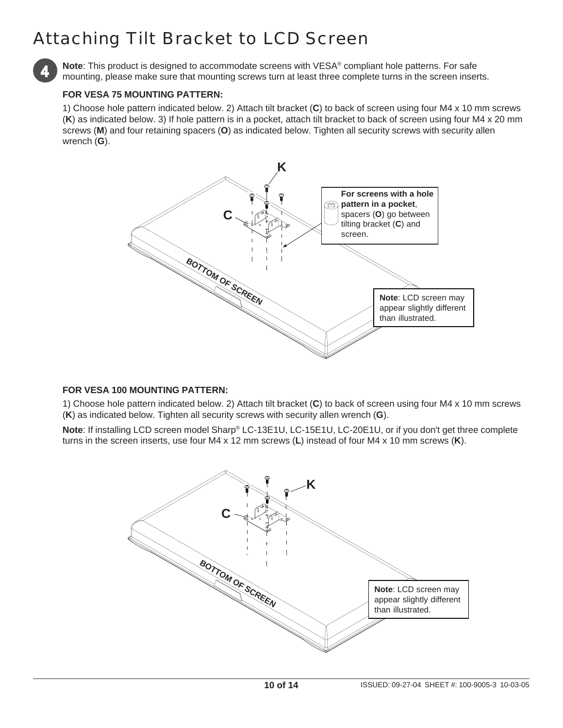# Attaching Tilt Bracket to LCD Screen

4

**Note**: This product is designed to accommodate screens with VESA® compliant hole patterns. For safe mounting, please make sure that mounting screws turn at least three complete turns in the screen inserts.

**FOR VESA 75 MOUNTING PATTERN:**

1) Choose hole pattern indicated below. 2) Attach tilt bracket (**C**) to back of screen using four M4 x 10 mm screws (**K**) as indicated below. 3) If hole pattern is in a pocket, attach tilt bracket to back of screen using four M4 x 20 mm screws (**M**) and four retaining spacers (**O**) as indicated below. Tighten all security screws with security allen wrench (**G**).

K

C

**For screens with a hole pattern in a pocket**, spacers (**O**) go between tilting bracket (**C**) and screen.

BOTTOM OF SCREEN

**Note**: LCD screen may appear slightly different than illustrated.

**FOR VESA 100 MOUNTING PATTERN:**

1) Choose hole pattern indicated below. 2) Attach tilt bracket (**C**) to back of screen using four M4 x 10 mm screws (**K**) as indicated below. Tighten all security screws with security allen wrench (**G**).

**Note**: If installing LCD screen model Sharp® LC-13E1U, LC-15E1U, LC-20E1U, or if you don't get three complete turns in the screen inserts, use four M4 x 12 mm screws (**L**) instead of four M4 x 10 mm screws (**K**).

K

C

BOTTOM OF SCREEN

**Note**: LCD screen may appear slightly different than illustrated.

ISSUED: 09-27-04 SHEET #: 100-9005-3 10-03-05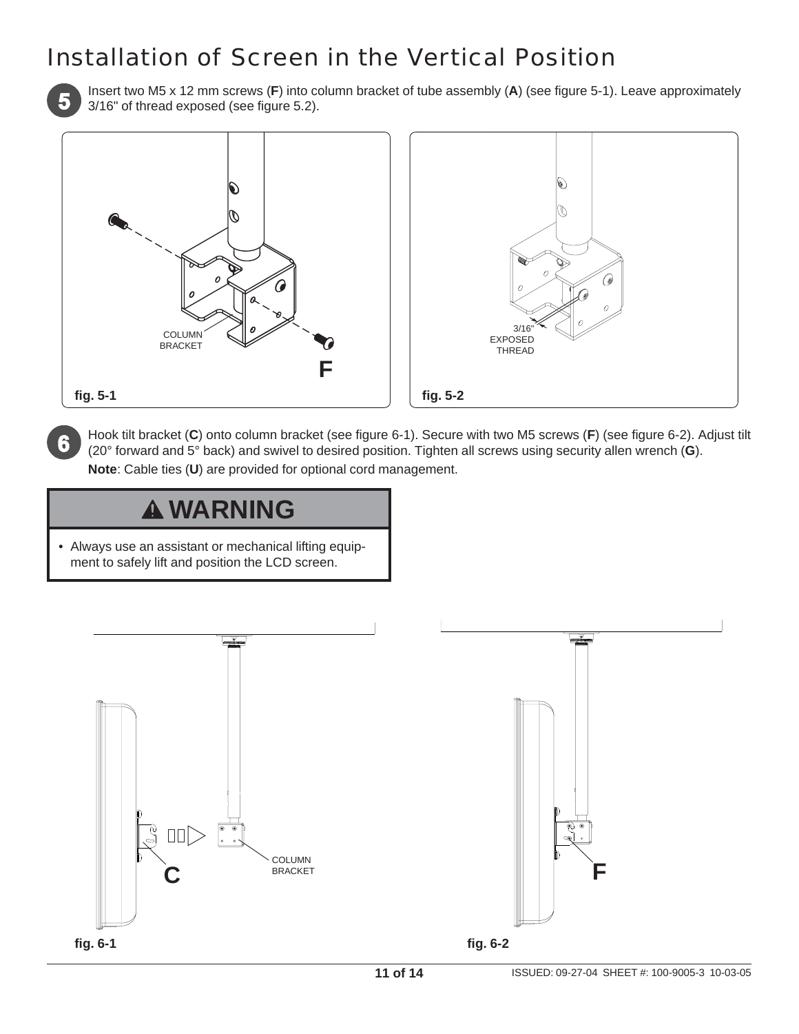# Installation of Screen in the Vertical Position

**5** Insert two M5 x 12 mm screws (**F**) into column bracket of tube assembly (**A**) (see figure 5-1). Leave approximately 3/16" of thread exposed (see figure 5.2).

COLUMN BRACKET

**F**

**fig. 5-1**

3/16" EXPOSED THREAD

**fig. 5-2**

**6** Hook tilt bracket (**C**) onto column bracket (see figure 6-1). Secure with two M5 screws (**F**) (see figure 6-2). Adjust tilt (20° forward and 5° back) and swivel to desired position. Tighten all screws using security allen wrench (**G**).

**Note**: Cable ties (**U**) are provided for optional cord management.

## ⚠ WARNING

- Always use an assistant or mechanical lifting equipment to safely lift and position the LCD screen.

**C**

COLUMN BRACKET

**fig. 6-1**

**F**

**fig. 6-2**

ISSUED: 09-27-04 SHEET #: 100-9005-3 10-03-05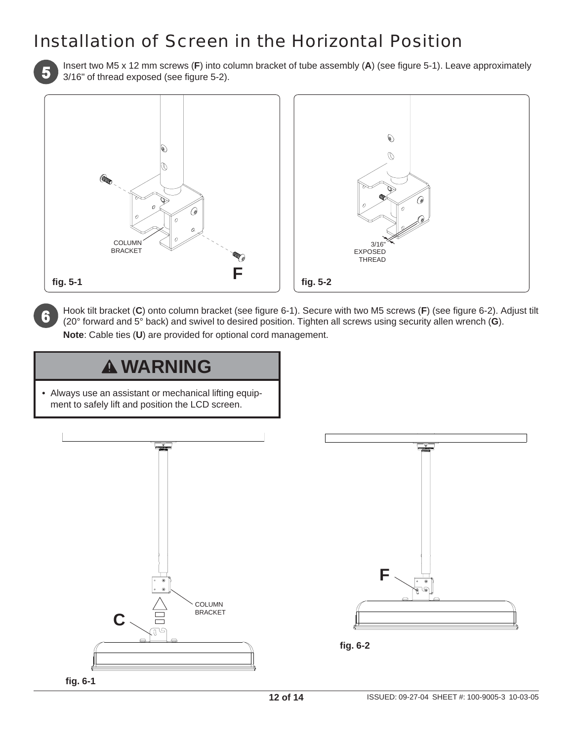# Installation of Screen in the Horizontal Position

**5** Insert two M5 x 12 mm screws (**F**) into column bracket of tube assembly (**A**) (see figure 5-1). Leave approximately 3/16" of thread exposed (see figure 5-2).

COLUMN BRACKET

F

**fig. 5-1**

3/16" EXPOSED THREAD

**fig. 5-2**

**6** Hook tilt bracket (**C**) onto column bracket (see figure 6-1). Secure with two M5 screws (**F**) (see figure 6-2). Adjust tilt (20° forward and 5° back) and swivel to desired position. Tighten all screws using security allen wrench (**G**).

**Note**: Cable ties (**U**) are provided for optional cord management.

## ⚠ WARNING

- Always use an assistant or mechanical lifting equipment to safely lift and position the LCD screen.

COLUMN BRACKET

C

**fig. 6-1**

F

**fig. 6-2**

ISSUED: 09-27-04 SHEET #: 100-9005-3 10-03-05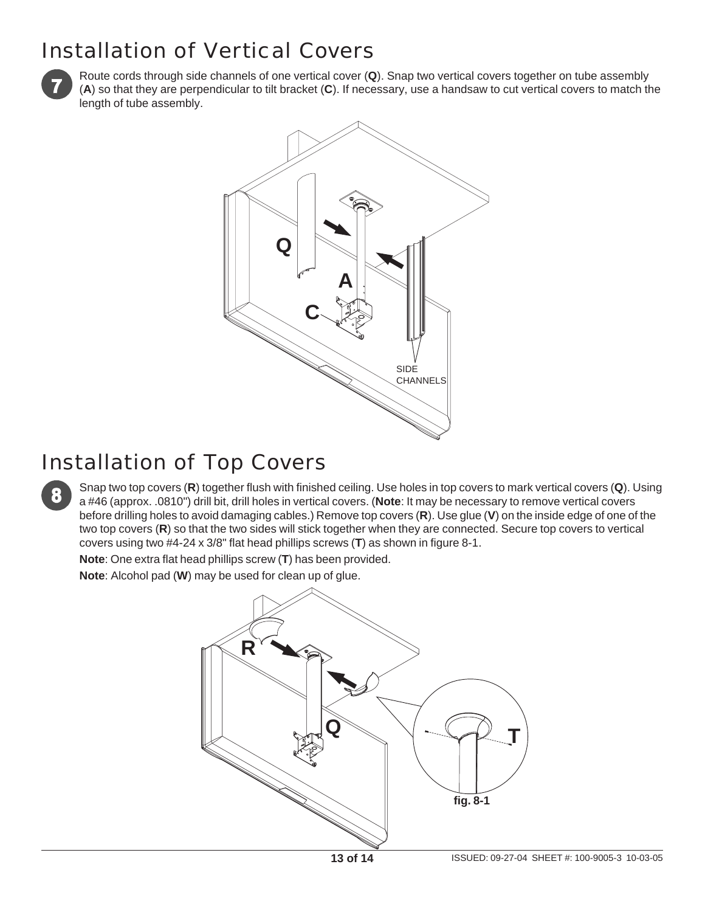# Installation of Vertical Covers

**7** Route cords through side channels of one vertical cover (**Q**). Snap two vertical covers together on tube assembly (**A**) so that they are perpendicular to tilt bracket (**C**). If necessary, use a handsaw to cut vertical covers to match the length of tube assembly.

# Installation of Top Covers

**8** Snap two top covers (**R**) together flush with finished ceiling. Use holes in top covers to mark vertical covers (**Q**). Using a #46 (approx. .0810") drill bit, drill holes in vertical covers. (**Note**: It may be necessary to remove vertical covers before drilling holes to avoid damaging cables.) Remove top covers (**R**). Use glue (**V**) on the inside edge of one of the two top covers (**R**) so that the two sides will stick together when they are connected. Secure top covers to vertical covers using two #4-24 x 3/8" flat head phillips screws (**T**) as shown in figure 8-1.

**Note**: One extra flat head phillips screw (**T**) has been provided.

**Note**: Alcohol pad (**W**) may be used for clean up of glue.

fig. 8-1

ISSUED: 09-27-04 SHEET #: 100-9005-3 10-03-05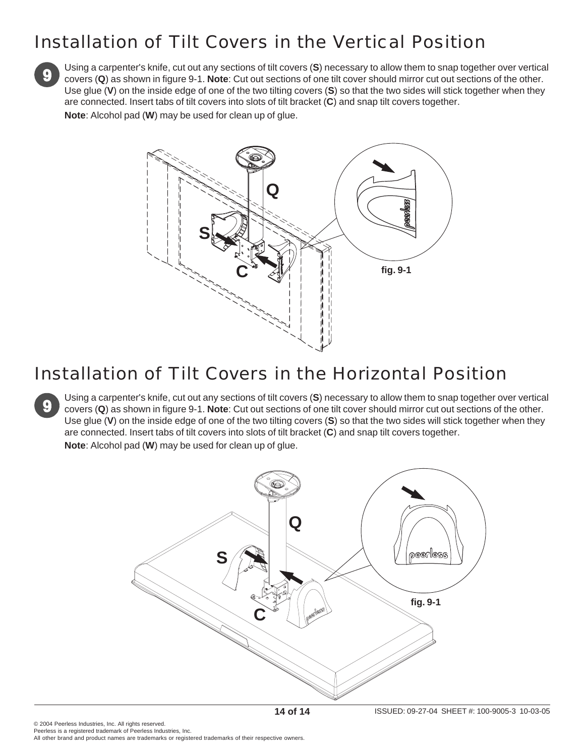# Installation of Tilt Covers in the Vertical Position

**9** Using a carpenter's knife, cut out any sections of tilt covers (**S**) necessary to allow them to snap together over vertical covers (**Q**) as shown in figure 9-1. **Note**: Cut out sections of one tilt cover should mirror cut out sections of the other. Use glue (**V**) on the inside edge of one of the two tilting covers (**S**) so that the two sides will stick together when they are connected. Insert tabs of tilt covers into slots of tilt bracket (**C**) and snap tilt covers together.

**Note**: Alcohol pad (**W**) may be used for clean up of glue.

Q

S

C

fig. 9-1

# Installation of Tilt Covers in the Horizontal Position

**9** Using a carpenter's knife, cut out any sections of tilt covers (**S**) necessary to allow them to snap together over vertical covers (**Q**) as shown in figure 9-1. **Note**: Cut out sections of one tilt cover should mirror cut out sections of the other. Use glue (**V**) on the inside edge of one of the two tilting covers (**S**) so that the two sides will stick together when they are connected. Insert tabs of tilt covers into slots of tilt bracket (**C**) and snap tilt covers together.

**Note**: Alcohol pad (**W**) may be used for clean up of glue.

Q

S

C

fig. 9-1

ISSUED: 09-27-04 SHEET #: 100-9005-3 10-03-05

© 2004 Peerless Industries, Inc. All rights reserved.
Peerless is a registered trademark of Peerless Industries, Inc.
All other brand and product names are trademarks or registered trademarks of their respective owners.